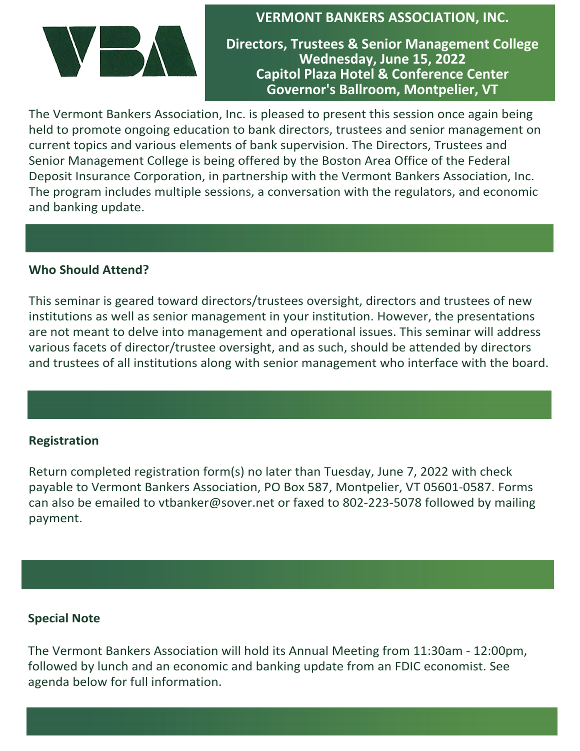VBA

# VERMONT BANKERS ASSOCIATION, INC.

## Directors, Trustees & Senior Management College
**Wednesday, June 15, 2022**
**Capitol Plaza Hotel & Conference Center**
**Governor's Ballroom, Montpelier, VT**

The Vermont Bankers Association, Inc. is pleased to present this session once again being held to promote ongoing education to bank directors, trustees and senior management on current topics and various elements of bank supervision. The Directors, Trustees and Senior Management College is being offered by the Boston Area Office of the Federal Deposit Insurance Corporation, in partnership with the Vermont Bankers Association, Inc. The program includes multiple sessions, a conversation with the regulators, and economic and banking update.

### Who Should Attend?

This seminar is geared toward directors/trustees oversight, directors and trustees of new institutions as well as senior management in your institution. However, the presentations are not meant to delve into management and operational issues. This seminar will address various facets of director/trustee oversight, and as such, should be attended by directors and trustees of all institutions along with senior management who interface with the board.

### Registration

Return completed registration form(s) no later than Tuesday, June 7, 2022 with check payable to Vermont Bankers Association, PO Box 587, Montpelier, VT 05601-0587. Forms can also be emailed to vtbanker@sover.net or faxed to 802-223-5078 followed by mailing payment.

### Special Note

The Vermont Bankers Association will hold its Annual Meeting from 11:30am - 12:00pm, followed by lunch and an economic and banking update from an FDIC economist. See agenda below for full information.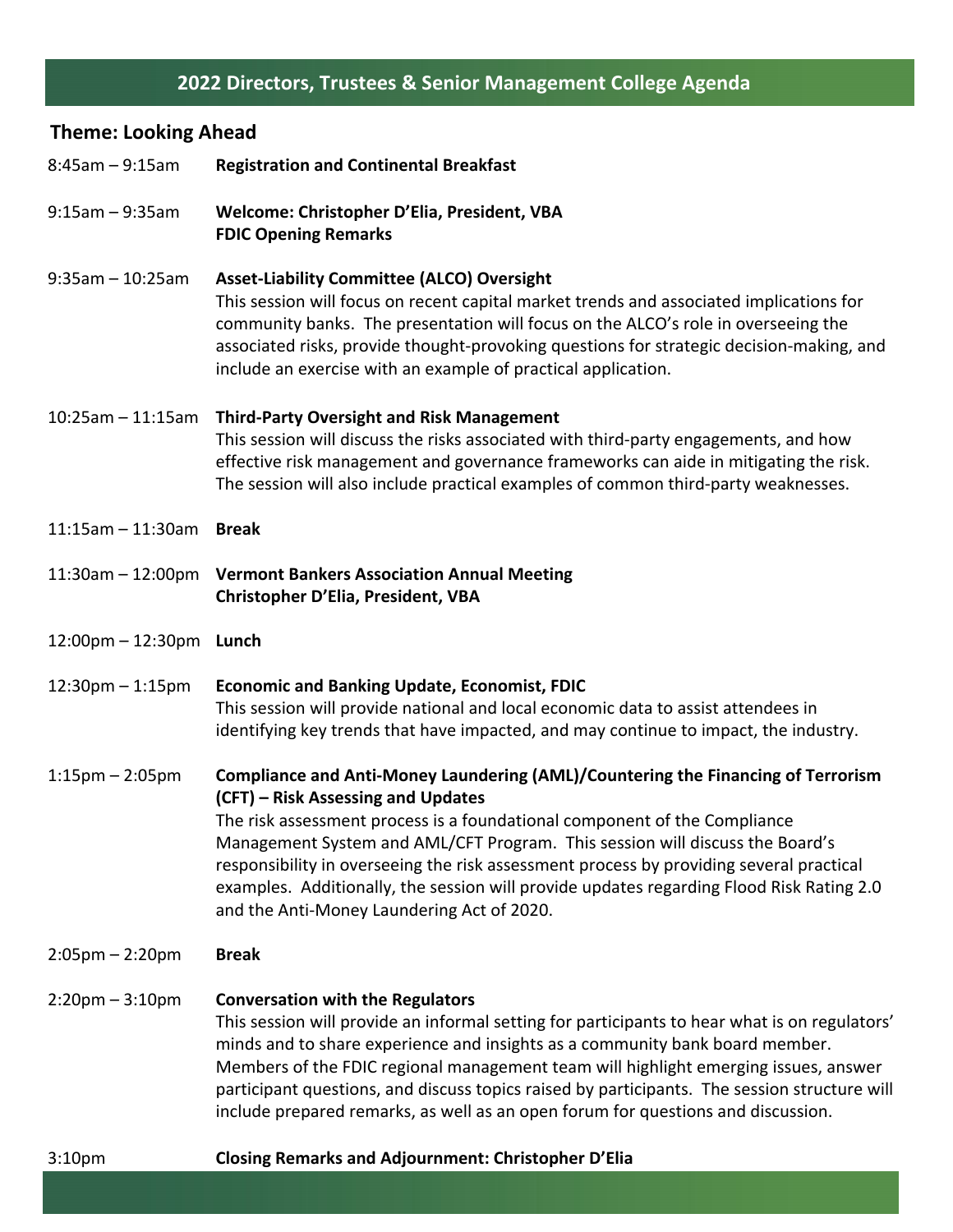# 2022 Directors, Trustees & Senior Management College Agenda

## Theme: Looking Ahead

8:45am – 9:15am **Registration and Continental Breakfast**

9:15am – 9:35am **Welcome: Christopher D'Elia, President, VBA**
**FDIC Opening Remarks**

9:35am – 10:25am **Asset-Liability Committee (ALCO) Oversight**
This session will focus on recent capital market trends and associated implications for community banks. The presentation will focus on the ALCO's role in overseeing the associated risks, provide thought-provoking questions for strategic decision-making, and include an exercise with an example of practical application.

10:25am – 11:15am **Third-Party Oversight and Risk Management**
This session will discuss the risks associated with third-party engagements, and how effective risk management and governance frameworks can aide in mitigating the risk. The session will also include practical examples of common third-party weaknesses.

11:15am – 11:30am **Break**

11:30am – 12:00pm **Vermont Bankers Association Annual Meeting**
**Christopher D'Elia, President, VBA**

12:00pm – 12:30pm **Lunch**

12:30pm – 1:15pm **Economic and Banking Update, Economist, FDIC**
This session will provide national and local economic data to assist attendees in identifying key trends that have impacted, and may continue to impact, the industry.

1:15pm – 2:05pm **Compliance and Anti-Money Laundering (AML)/Countering the Financing of Terrorism (CFT) – Risk Assessing and Updates**
The risk assessment process is a foundational component of the Compliance Management System and AML/CFT Program. This session will discuss the Board's responsibility in overseeing the risk assessment process by providing several practical examples. Additionally, the session will provide updates regarding Flood Risk Rating 2.0 and the Anti-Money Laundering Act of 2020.

2:05pm – 2:20pm **Break**

2:20pm – 3:10pm **Conversation with the Regulators**
This session will provide an informal setting for participants to hear what is on regulators' minds and to share experience and insights as a community bank board member. Members of the FDIC regional management team will highlight emerging issues, answer participant questions, and discuss topics raised by participants. The session structure will include prepared remarks, as well as an open forum for questions and discussion.

3:10pm **Closing Remarks and Adjournment: Christopher D'Elia**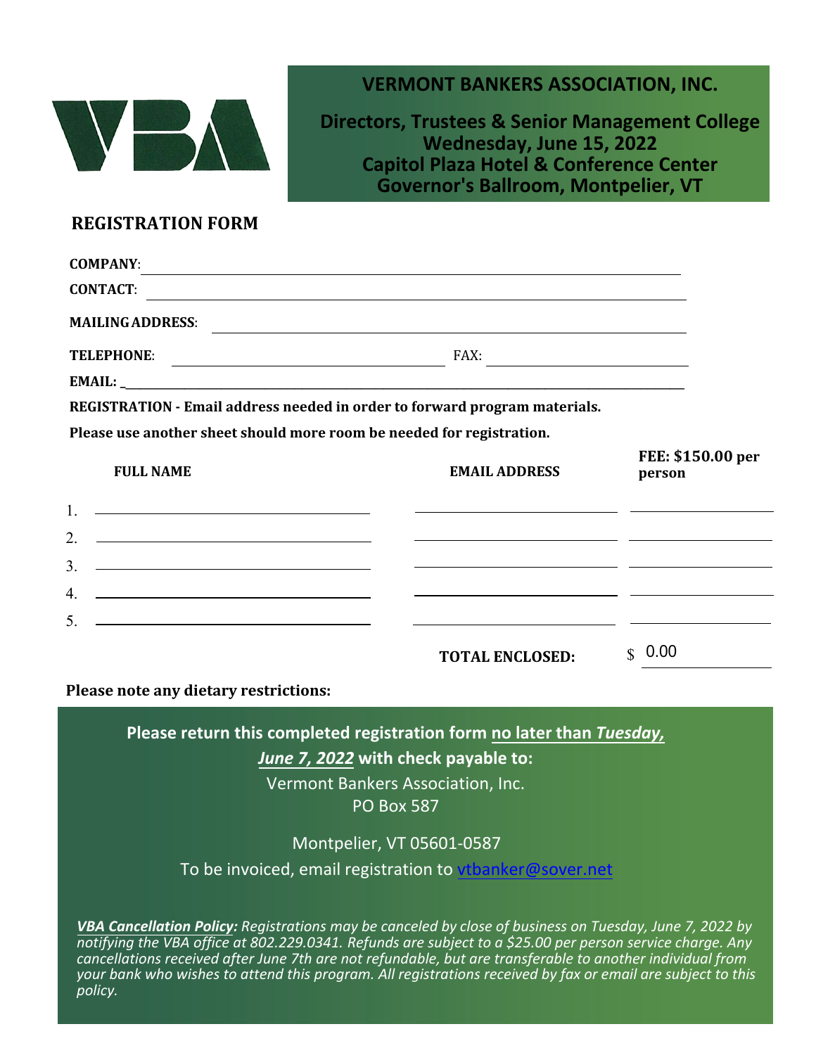VBA

## VERMONT BANKERS ASSOCIATION, INC.

**Directors, Trustees & Senior Management College**
**Wednesday, June 15, 2022**
**Capitol Plaza Hotel & Conference Center**
**Governor's Ballroom, Montpelier, VT**

## REGISTRATION FORM

**COMPANY**: ________________________________________

**CONTACT**: ________________________________________

**MAILING ADDRESS**: ________________________________________

**TELEPHONE**: ____________________ FAX: ____________________

**EMAIL:** ________________________________________

**REGISTRATION - Email address needed in order to forward program materials.**

**Please use another sheet should more room be needed for registration.**

| | FULL NAME | EMAIL ADDRESS | FEE: $150.00 per person |
|---|---|---|---|
| 1. | | | |
| 2. | | | |
| 3. | | | |
| 4. | | | |
| 5. | | | |
| | | **TOTAL ENCLOSED:** | $ 0.00 |

**Please note any dietary restrictions:**

**Please return this completed registration form no later than *Tuesday, June 7, 2022* with check payable to:**

Vermont Bankers Association, Inc.
PO Box 587

Montpelier, VT 05601-0587

To be invoiced, email registration to vtbanker@sover.net

***VBA Cancellation Policy:*** *Registrations may be canceled by close of business on Tuesday, June 7, 2022 by notifying the VBA office at 802.229.0341. Refunds are subject to a $25.00 per person service charge. Any cancellations received after June 7th are not refundable, but are transferable to another individual from your bank who wishes to attend this program. All registrations received by fax or email are subject to this policy.*